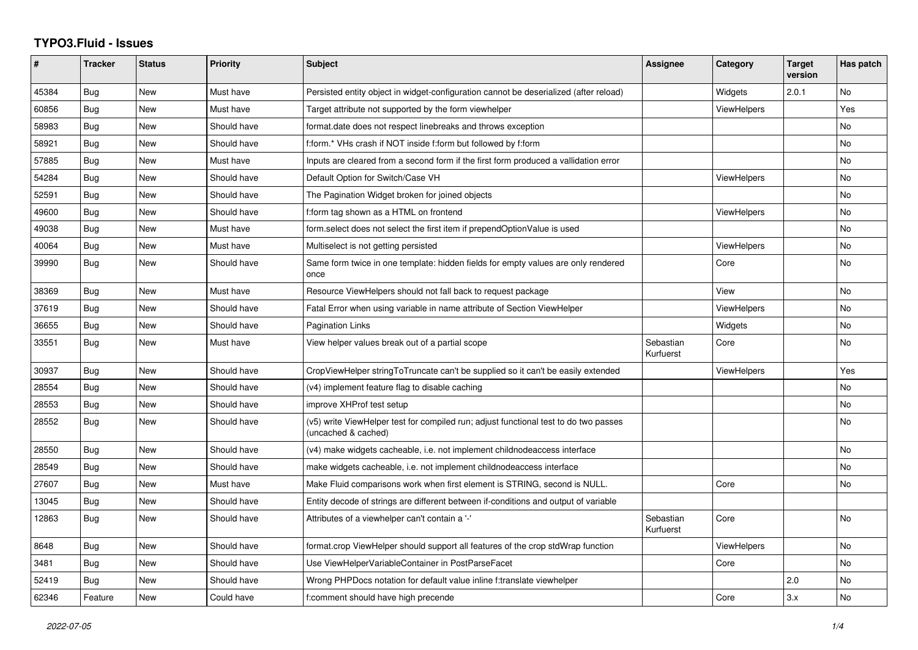# TYPO3.Fluid - Issues

| # | Tracker | Status | Priority | Subject | Assignee | Category | Target version | Has patch |
|---|---|---|---|---|---|---|---|---|
| 45384 | Bug | New | Must have | Persisted entity object in widget-configuration cannot be deserialized (after reload) | | Widgets | 2.0.1 | No |
| 60856 | Bug | New | Must have | Target attribute not supported by the form viewhelper | | ViewHelpers | | Yes |
| 58983 | Bug | New | Should have | format.date does not respect linebreaks and throws exception | | | | No |
| 58921 | Bug | New | Should have | f:form.* VHs crash if NOT inside f:form but followed by f:form | | | | No |
| 57885 | Bug | New | Must have | Inputs are cleared from a second form if the first form produced a vallidation error | | | | No |
| 54284 | Bug | New | Should have | Default Option for Switch/Case VH | | ViewHelpers | | No |
| 52591 | Bug | New | Should have | The Pagination Widget broken for joined objects | | | | No |
| 49600 | Bug | New | Should have | f:form tag shown as a HTML on frontend | | ViewHelpers | | No |
| 49038 | Bug | New | Must have | form.select does not select the first item if prependOptionValue is used | | | | No |
| 40064 | Bug | New | Must have | Multiselect is not getting persisted | | ViewHelpers | | No |
| 39990 | Bug | New | Should have | Same form twice in one template: hidden fields for empty values are only rendered once | | Core | | No |
| 38369 | Bug | New | Must have | Resource ViewHelpers should not fall back to request package | | View | | No |
| 37619 | Bug | New | Should have | Fatal Error when using variable in name attribute of Section ViewHelper | | ViewHelpers | | No |
| 36655 | Bug | New | Should have | Pagination Links | | Widgets | | No |
| 33551 | Bug | New | Must have | View helper values break out of a partial scope | Sebastian Kurfuerst | Core | | No |
| 30937 | Bug | New | Should have | CropViewHelper stringToTruncate can't be supplied so it can't be easily extended | | ViewHelpers | | Yes |
| 28554 | Bug | New | Should have | (v4) implement feature flag to disable caching | | | | No |
| 28553 | Bug | New | Should have | improve XHProf test setup | | | | No |
| 28552 | Bug | New | Should have | (v5) write ViewHelper test for compiled run; adjust functional test to do two passes (uncached & cached) | | | | No |
| 28550 | Bug | New | Should have | (v4) make widgets cacheable, i.e. not implement childnodeaccess interface | | | | No |
| 28549 | Bug | New | Should have | make widgets cacheable, i.e. not implement childnodeaccess interface | | | | No |
| 27607 | Bug | New | Must have | Make Fluid comparisons work when first element is STRING, second is NULL. | | Core | | No |
| 13045 | Bug | New | Should have | Entity decode of strings are different between if-conditions and output of variable | | | | |
| 12863 | Bug | New | Should have | Attributes of a viewhelper can't contain a '-' | Sebastian Kurfuerst | Core | | No |
| 8648 | Bug | New | Should have | format.crop ViewHelper should support all features of the crop stdWrap function | | ViewHelpers | | No |
| 3481 | Bug | New | Should have | Use ViewHelperVariableContainer in PostParseFacet | | Core | | No |
| 52419 | Bug | New | Should have | Wrong PHPDocs notation for default value inline f:translate viewhelper | | | 2.0 | No |
| 62346 | Feature | New | Could have | f:comment should have high precende | | Core | 3.x | No |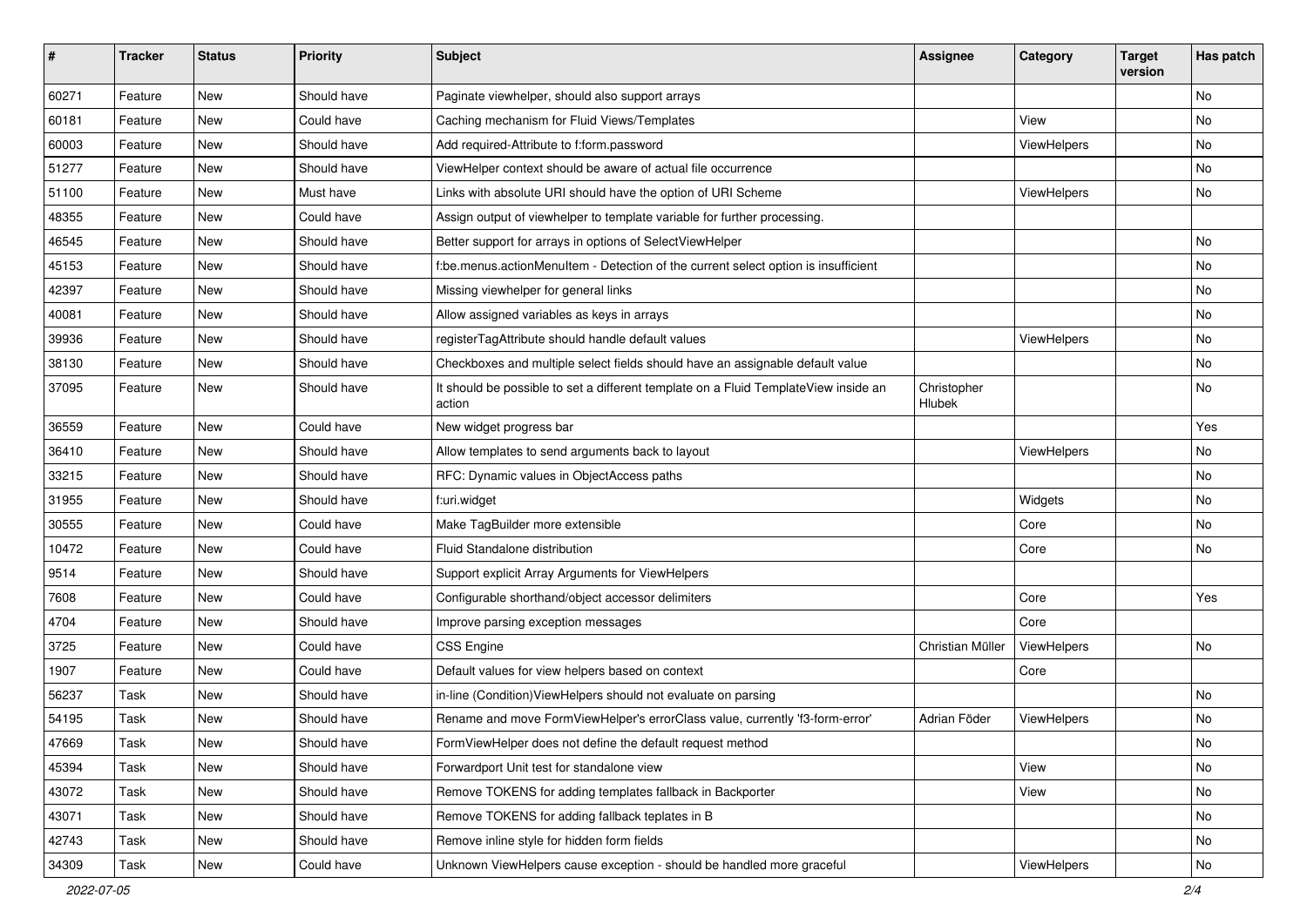| # | Tracker | Status | Priority | Subject | Assignee | Category | Target version | Has patch |
|---|---|---|---|---|---|---|---|---|
| 60271 | Feature | New | Should have | Paginate viewhelper, should also support arrays | | | | No |
| 60181 | Feature | New | Could have | Caching mechanism for Fluid Views/Templates | | View | | No |
| 60003 | Feature | New | Should have | Add required-Attribute to f:form.password | | ViewHelpers | | No |
| 51277 | Feature | New | Should have | ViewHelper context should be aware of actual file occurrence | | | | No |
| 51100 | Feature | New | Must have | Links with absolute URI should have the option of URI Scheme | | ViewHelpers | | No |
| 48355 | Feature | New | Could have | Assign output of viewhelper to template variable for further processing. | | | | |
| 46545 | Feature | New | Should have | Better support for arrays in options of SelectViewHelper | | | | No |
| 45153 | Feature | New | Should have | f:be.menus.actionMenuItem - Detection of the current select option is insufficient | | | | No |
| 42397 | Feature | New | Should have | Missing viewhelper for general links | | | | No |
| 40081 | Feature | New | Should have | Allow assigned variables as keys in arrays | | | | No |
| 39936 | Feature | New | Should have | registerTagAttribute should handle default values | | ViewHelpers | | No |
| 38130 | Feature | New | Should have | Checkboxes and multiple select fields should have an assignable default value | | | | No |
| 37095 | Feature | New | Should have | It should be possible to set a different template on a Fluid TemplateView inside an action | Christopher Hlubek | | | No |
| 36559 | Feature | New | Could have | New widget progress bar | | | | Yes |
| 36410 | Feature | New | Should have | Allow templates to send arguments back to layout | | ViewHelpers | | No |
| 33215 | Feature | New | Should have | RFC: Dynamic values in ObjectAccess paths | | | | No |
| 31955 | Feature | New | Should have | f:uri.widget | | Widgets | | No |
| 30555 | Feature | New | Could have | Make TagBuilder more extensible | | Core | | No |
| 10472 | Feature | New | Could have | Fluid Standalone distribution | | Core | | No |
| 9514 | Feature | New | Should have | Support explicit Array Arguments for ViewHelpers | | | | |
| 7608 | Feature | New | Could have | Configurable shorthand/object accessor delimiters | | Core | | Yes |
| 4704 | Feature | New | Should have | Improve parsing exception messages | | Core | | |
| 3725 | Feature | New | Could have | CSS Engine | Christian Müller | ViewHelpers | | No |
| 1907 | Feature | New | Could have | Default values for view helpers based on context | | Core | | |
| 56237 | Task | New | Should have | in-line (Condition)ViewHelpers should not evaluate on parsing | | | | No |
| 54195 | Task | New | Should have | Rename and move FormViewHelper's errorClass value, currently 'f3-form-error' | Adrian Föder | ViewHelpers | | No |
| 47669 | Task | New | Should have | FormViewHelper does not define the default request method | | | | No |
| 45394 | Task | New | Should have | Forwardport Unit test for standalone view | | View | | No |
| 43072 | Task | New | Should have | Remove TOKENS for adding templates fallback in Backporter | | View | | No |
| 43071 | Task | New | Should have | Remove TOKENS for adding fallback teplates in B | | | | No |
| 42743 | Task | New | Should have | Remove inline style for hidden form fields | | | | No |
| 34309 | Task | New | Could have | Unknown ViewHelpers cause exception - should be handled more graceful | | ViewHelpers | | No |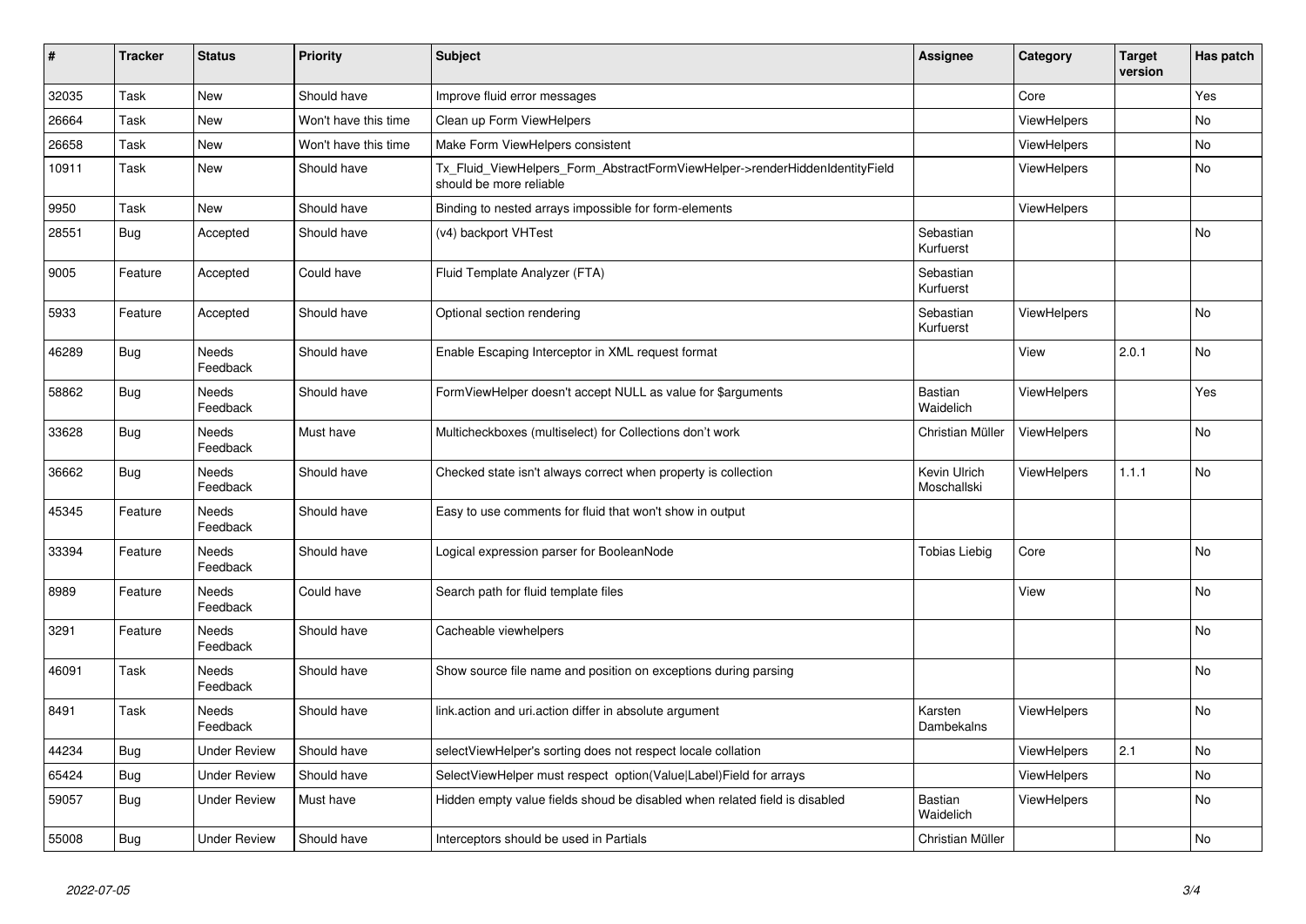| # | Tracker | Status | Priority | Subject | Assignee | Category | Target version | Has patch |
|---|---|---|---|---|---|---|---|---|
| 32035 | Task | New | Should have | Improve fluid error messages | | Core | | Yes |
| 26664 | Task | New | Won't have this time | Clean up Form ViewHelpers | | ViewHelpers | | No |
| 26658 | Task | New | Won't have this time | Make Form ViewHelpers consistent | | ViewHelpers | | No |
| 10911 | Task | New | Should have | Tx_Fluid_ViewHelpers_Form_AbstractFormViewHelper->renderHiddenIdentityField should be more reliable | | ViewHelpers | | No |
| 9950 | Task | New | Should have | Binding to nested arrays impossible for form-elements | | ViewHelpers | | |
| 28551 | Bug | Accepted | Should have | (v4) backport VHTest | Sebastian Kurfuerst | | | No |
| 9005 | Feature | Accepted | Could have | Fluid Template Analyzer (FTA) | Sebastian Kurfuerst | | | |
| 5933 | Feature | Accepted | Should have | Optional section rendering | Sebastian Kurfuerst | ViewHelpers | | No |
| 46289 | Bug | Needs Feedback | Should have | Enable Escaping Interceptor in XML request format | | View | 2.0.1 | No |
| 58862 | Bug | Needs Feedback | Should have | FormViewHelper doesn't accept NULL as value for $arguments | Bastian Waidelich | ViewHelpers | | Yes |
| 33628 | Bug | Needs Feedback | Must have | Multicheckboxes (multiselect) for Collections don't work | Christian Müller | ViewHelpers | | No |
| 36662 | Bug | Needs Feedback | Should have | Checked state isn't always correct when property is collection | Kevin Ulrich Moschallski | ViewHelpers | 1.1.1 | No |
| 45345 | Feature | Needs Feedback | Should have | Easy to use comments for fluid that won't show in output | | | | |
| 33394 | Feature | Needs Feedback | Should have | Logical expression parser for BooleanNode | Tobias Liebig | Core | | No |
| 8989 | Feature | Needs Feedback | Could have | Search path for fluid template files | | View | | No |
| 3291 | Feature | Needs Feedback | Should have | Cacheable viewhelpers | | | | No |
| 46091 | Task | Needs Feedback | Should have | Show source file name and position on exceptions during parsing | | | | No |
| 8491 | Task | Needs Feedback | Should have | link.action and uri.action differ in absolute argument | Karsten Dambekalns | ViewHelpers | | No |
| 44234 | Bug | Under Review | Should have | selectViewHelper's sorting does not respect locale collation | | ViewHelpers | 2.1 | No |
| 65424 | Bug | Under Review | Should have | SelectViewHelper must respect option(Value\|Label)Field for arrays | | ViewHelpers | | No |
| 59057 | Bug | Under Review | Must have | Hidden empty value fields shoud be disabled when related field is disabled | Bastian Waidelich | ViewHelpers | | No |
| 55008 | Bug | Under Review | Should have | Interceptors should be used in Partials | Christian Müller | | | No |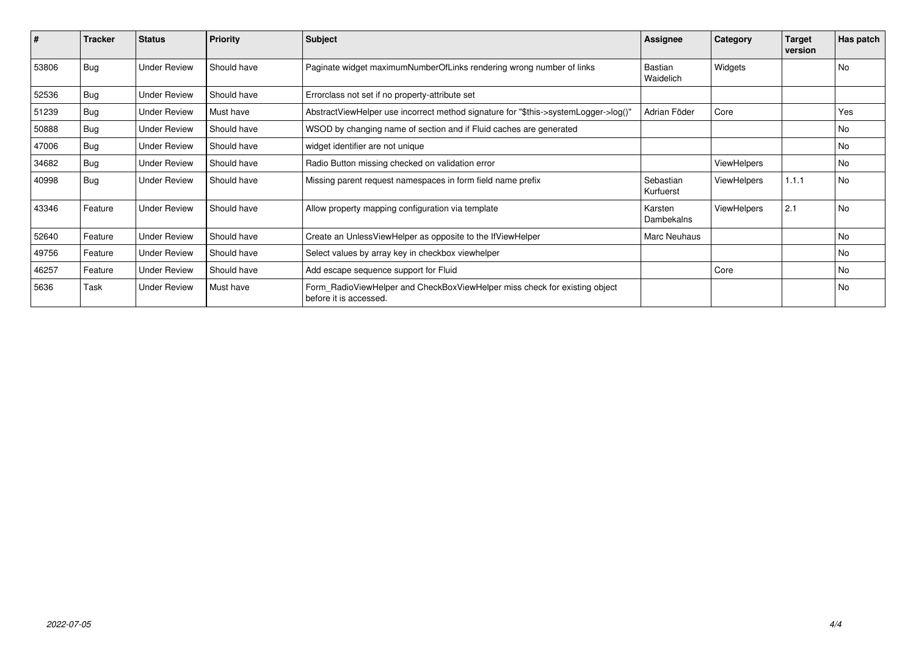| # | Tracker | Status | Priority | Subject | Assignee | Category | Target version | Has patch |
|---|---|---|---|---|---|---|---|---|
| 53806 | Bug | Under Review | Should have | Paginate widget maximumNumberOfLinks rendering wrong number of links | Bastian Waidelich | Widgets | | No |
| 52536 | Bug | Under Review | Should have | Errorclass not set if no property-attribute set | | | | |
| 51239 | Bug | Under Review | Must have | AbstractViewHelper use incorrect method signature for "$this->systemLogger->log()" | Adrian Föder | Core | | Yes |
| 50888 | Bug | Under Review | Should have | WSOD by changing name of section and if Fluid caches are generated | | | | No |
| 47006 | Bug | Under Review | Should have | widget identifier are not unique | | | | No |
| 34682 | Bug | Under Review | Should have | Radio Button missing checked on validation error | | ViewHelpers | | No |
| 40998 | Bug | Under Review | Should have | Missing parent request namespaces in form field name prefix | Sebastian Kurfuerst | ViewHelpers | 1.1.1 | No |
| 43346 | Feature | Under Review | Should have | Allow property mapping configuration via template | Karsten Dambekalns | ViewHelpers | 2.1 | No |
| 52640 | Feature | Under Review | Should have | Create an UnlessViewHelper as opposite to the IfViewHelper | Marc Neuhaus | | | No |
| 49756 | Feature | Under Review | Should have | Select values by array key in checkbox viewhelper | | | | No |
| 46257 | Feature | Under Review | Should have | Add escape sequence support for Fluid | | Core | | No |
| 5636 | Task | Under Review | Must have | Form_RadioViewHelper and CheckBoxViewHelper miss check for existing object before it is accessed. | | | | No |

*2022-07-05*